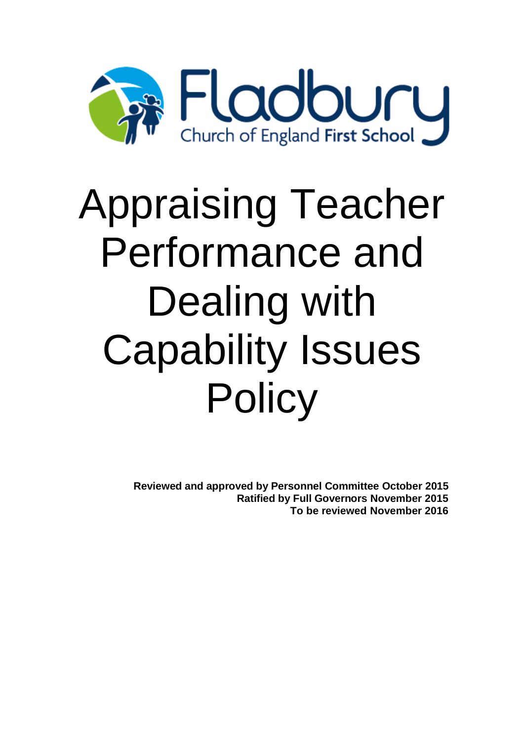Fladbury Church of England First School

# Appraising Teacher Performance and Dealing with Capability Issues Policy

**Reviewed and approved by Personnel Committee October 2015**
**Ratified by Full Governors November 2015**
**To be reviewed November 2016**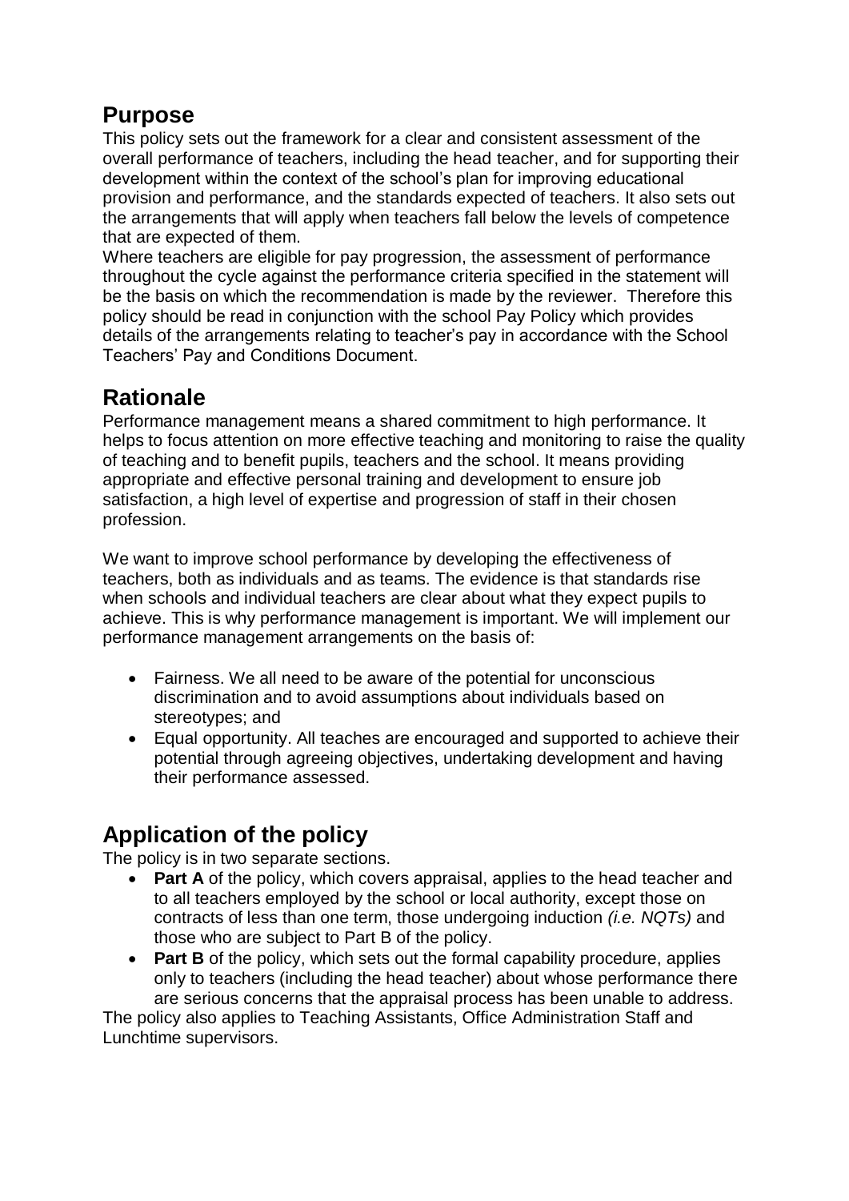## Purpose

This policy sets out the framework for a clear and consistent assessment of the overall performance of teachers, including the head teacher, and for supporting their development within the context of the school's plan for improving educational provision and performance, and the standards expected of teachers. It also sets out the arrangements that will apply when teachers fall below the levels of competence that are expected of them.

Where teachers are eligible for pay progression, the assessment of performance throughout the cycle against the performance criteria specified in the statement will be the basis on which the recommendation is made by the reviewer. Therefore this policy should be read in conjunction with the school Pay Policy which provides details of the arrangements relating to teacher's pay in accordance with the School Teachers' Pay and Conditions Document.

## Rationale

Performance management means a shared commitment to high performance. It helps to focus attention on more effective teaching and monitoring to raise the quality of teaching and to benefit pupils, teachers and the school. It means providing appropriate and effective personal training and development to ensure job satisfaction, a high level of expertise and progression of staff in their chosen profession.

We want to improve school performance by developing the effectiveness of teachers, both as individuals and as teams. The evidence is that standards rise when schools and individual teachers are clear about what they expect pupils to achieve. This is why performance management is important. We will implement our performance management arrangements on the basis of:

- Fairness. We all need to be aware of the potential for unconscious discrimination and to avoid assumptions about individuals based on stereotypes; and
- Equal opportunity. All teaches are encouraged and supported to achieve their potential through agreeing objectives, undertaking development and having their performance assessed.

## Application of the policy

The policy is in two separate sections.

- **Part A** of the policy, which covers appraisal, applies to the head teacher and to all teachers employed by the school or local authority, except those on contracts of less than one term, those undergoing induction *(i.e. NQTs)* and those who are subject to Part B of the policy.
- **Part B** of the policy, which sets out the formal capability procedure, applies only to teachers (including the head teacher) about whose performance there are serious concerns that the appraisal process has been unable to address.

The policy also applies to Teaching Assistants, Office Administration Staff and Lunchtime supervisors.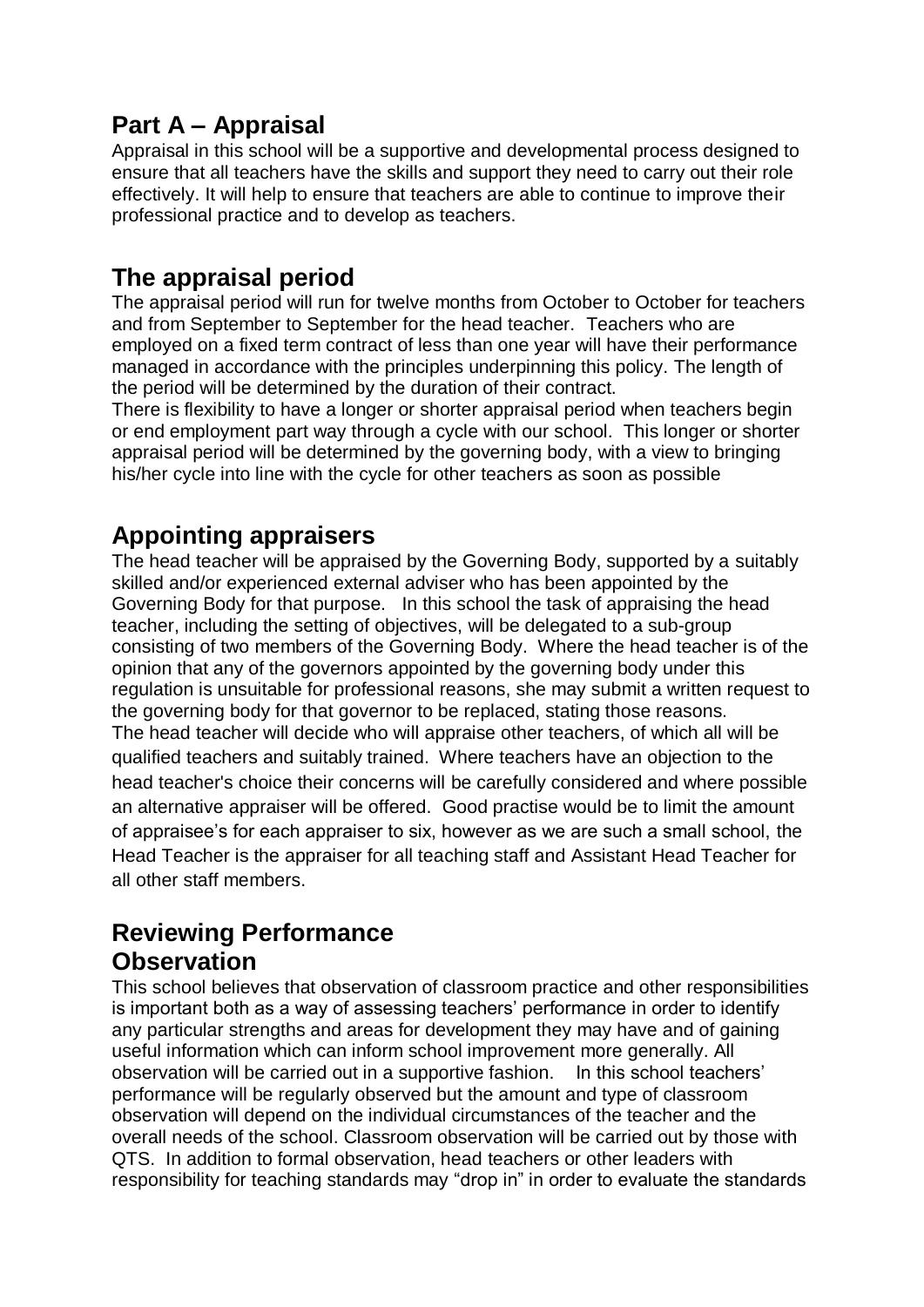## Part A – Appraisal

Appraisal in this school will be a supportive and developmental process designed to ensure that all teachers have the skills and support they need to carry out their role effectively. It will help to ensure that teachers are able to continue to improve their professional practice and to develop as teachers.

## The appraisal period

The appraisal period will run for twelve months from October to October for teachers and from September to September for the head teacher. Teachers who are employed on a fixed term contract of less than one year will have their performance managed in accordance with the principles underpinning this policy. The length of the period will be determined by the duration of their contract.

There is flexibility to have a longer or shorter appraisal period when teachers begin or end employment part way through a cycle with our school. This longer or shorter appraisal period will be determined by the governing body, with a view to bringing his/her cycle into line with the cycle for other teachers as soon as possible

## Appointing appraisers

The head teacher will be appraised by the Governing Body, supported by a suitably skilled and/or experienced external adviser who has been appointed by the Governing Body for that purpose. In this school the task of appraising the head teacher, including the setting of objectives, will be delegated to a sub-group consisting of two members of the Governing Body. Where the head teacher is of the opinion that any of the governors appointed by the governing body under this regulation is unsuitable for professional reasons, she may submit a written request to the governing body for that governor to be replaced, stating those reasons.

The head teacher will decide who will appraise other teachers, of which all will be qualified teachers and suitably trained. Where teachers have an objection to the head teacher's choice their concerns will be carefully considered and where possible an alternative appraiser will be offered. Good practise would be to limit the amount of appraisee's for each appraiser to six, however as we are such a small school, the Head Teacher is the appraiser for all teaching staff and Assistant Head Teacher for all other staff members.

## Reviewing Performance

## Observation

This school believes that observation of classroom practice and other responsibilities is important both as a way of assessing teachers' performance in order to identify any particular strengths and areas for development they may have and of gaining useful information which can inform school improvement more generally. All observation will be carried out in a supportive fashion. In this school teachers' performance will be regularly observed but the amount and type of classroom observation will depend on the individual circumstances of the teacher and the overall needs of the school. Classroom observation will be carried out by those with QTS. In addition to formal observation, head teachers or other leaders with responsibility for teaching standards may "drop in" in order to evaluate the standards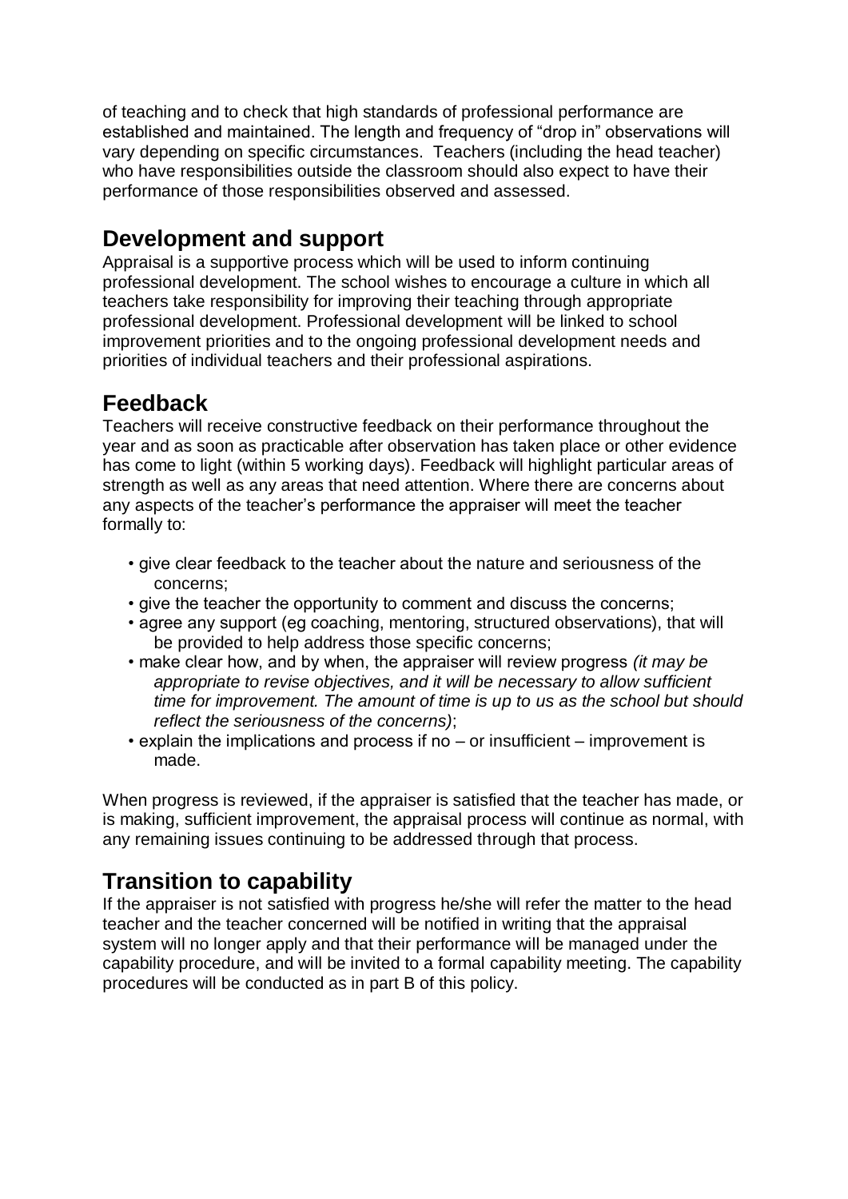of teaching and to check that high standards of professional performance are established and maintained. The length and frequency of "drop in" observations will vary depending on specific circumstances. Teachers (including the head teacher) who have responsibilities outside the classroom should also expect to have their performance of those responsibilities observed and assessed.

## Development and support

Appraisal is a supportive process which will be used to inform continuing professional development. The school wishes to encourage a culture in which all teachers take responsibility for improving their teaching through appropriate professional development. Professional development will be linked to school improvement priorities and to the ongoing professional development needs and priorities of individual teachers and their professional aspirations.

## Feedback

Teachers will receive constructive feedback on their performance throughout the year and as soon as practicable after observation has taken place or other evidence has come to light (within 5 working days). Feedback will highlight particular areas of strength as well as any areas that need attention. Where there are concerns about any aspects of the teacher's performance the appraiser will meet the teacher formally to:

- give clear feedback to the teacher about the nature and seriousness of the concerns;
- give the teacher the opportunity to comment and discuss the concerns;
- agree any support (eg coaching, mentoring, structured observations), that will be provided to help address those specific concerns;
- make clear how, and by when, the appraiser will review progress *(it may be appropriate to revise objectives, and it will be necessary to allow sufficient time for improvement. The amount of time is up to us as the school but should reflect the seriousness of the concerns)*;
- explain the implications and process if no – or insufficient – improvement is made.

When progress is reviewed, if the appraiser is satisfied that the teacher has made, or is making, sufficient improvement, the appraisal process will continue as normal, with any remaining issues continuing to be addressed through that process.

## Transition to capability

If the appraiser is not satisfied with progress he/she will refer the matter to the head teacher and the teacher concerned will be notified in writing that the appraisal system will no longer apply and that their performance will be managed under the capability procedure, and will be invited to a formal capability meeting. The capability procedures will be conducted as in part B of this policy.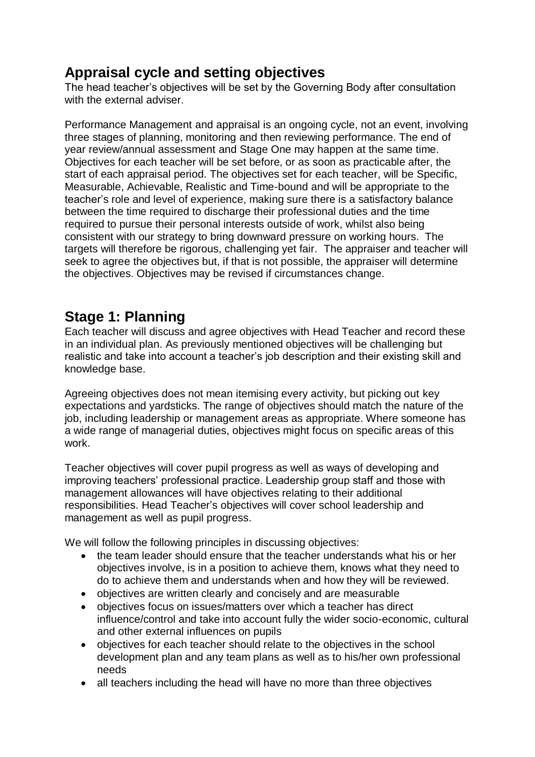## Appraisal cycle and setting objectives

The head teacher's objectives will be set by the Governing Body after consultation with the external adviser.

Performance Management and appraisal is an ongoing cycle, not an event, involving three stages of planning, monitoring and then reviewing performance. The end of year review/annual assessment and Stage One may happen at the same time. Objectives for each teacher will be set before, or as soon as practicable after, the start of each appraisal period. The objectives set for each teacher, will be Specific, Measurable, Achievable, Realistic and Time-bound and will be appropriate to the teacher's role and level of experience, making sure there is a satisfactory balance between the time required to discharge their professional duties and the time required to pursue their personal interests outside of work, whilst also being consistent with our strategy to bring downward pressure on working hours. The targets will therefore be rigorous, challenging yet fair. The appraiser and teacher will seek to agree the objectives but, if that is not possible, the appraiser will determine the objectives. Objectives may be revised if circumstances change.

## Stage 1: Planning

Each teacher will discuss and agree objectives with Head Teacher and record these in an individual plan. As previously mentioned objectives will be challenging but realistic and take into account a teacher's job description and their existing skill and knowledge base.

Agreeing objectives does not mean itemising every activity, but picking out key expectations and yardsticks. The range of objectives should match the nature of the job, including leadership or management areas as appropriate. Where someone has a wide range of managerial duties, objectives might focus on specific areas of this work.

Teacher objectives will cover pupil progress as well as ways of developing and improving teachers' professional practice. Leadership group staff and those with management allowances will have objectives relating to their additional responsibilities. Head Teacher's objectives will cover school leadership and management as well as pupil progress.

We will follow the following principles in discussing objectives:

- the team leader should ensure that the teacher understands what his or her objectives involve, is in a position to achieve them, knows what they need to do to achieve them and understands when and how they will be reviewed.
- objectives are written clearly and concisely and are measurable
- objectives focus on issues/matters over which a teacher has direct influence/control and take into account fully the wider socio-economic, cultural and other external influences on pupils
- objectives for each teacher should relate to the objectives in the school development plan and any team plans as well as to his/her own professional needs
- all teachers including the head will have no more than three objectives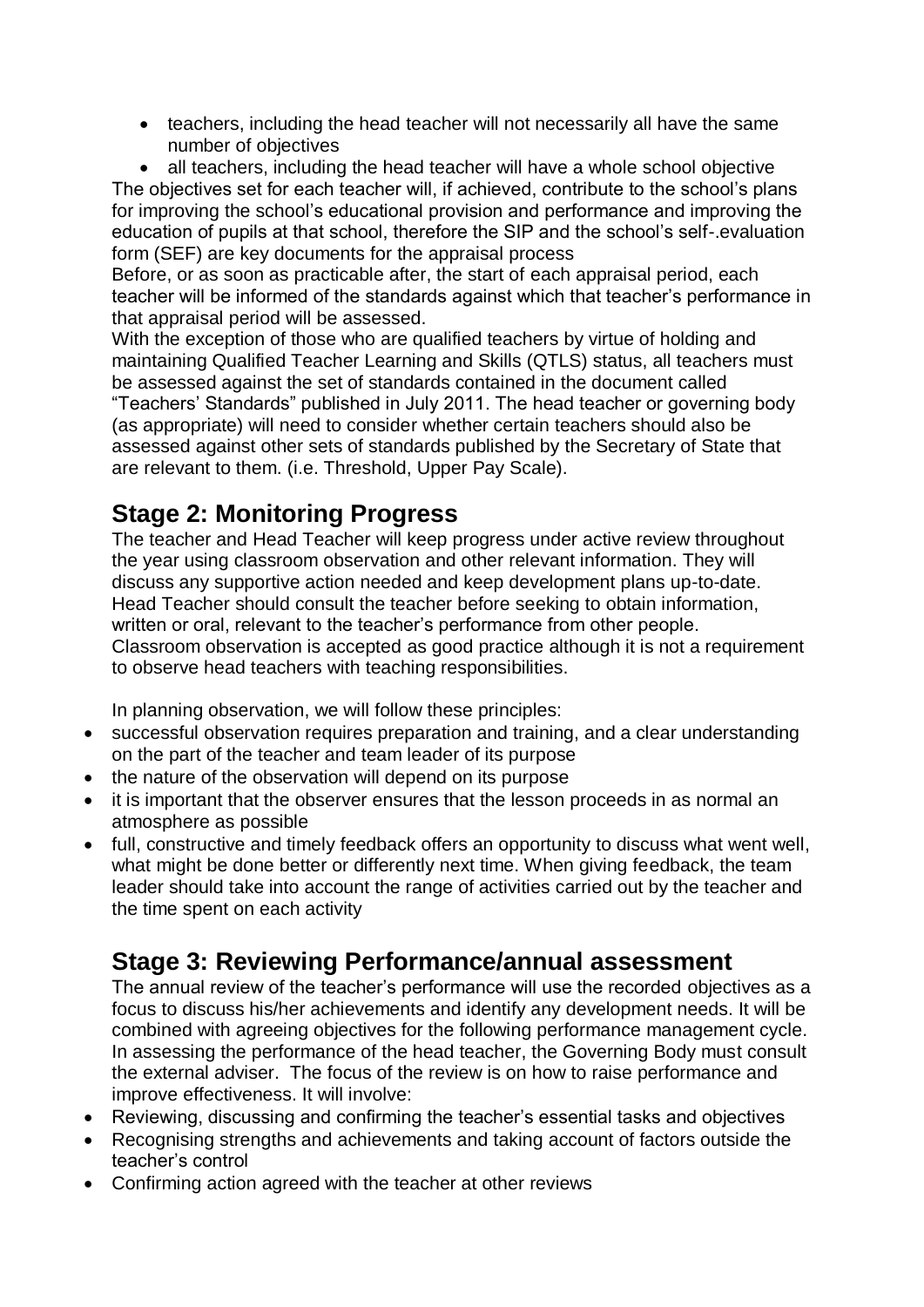- teachers, including the head teacher will not necessarily all have the same number of objectives
- all teachers, including the head teacher will have a whole school objective

The objectives set for each teacher will, if achieved, contribute to the school's plans for improving the school's educational provision and performance and improving the education of pupils at that school, therefore the SIP and the school's self-.evaluation form (SEF) are key documents for the appraisal process

Before, or as soon as practicable after, the start of each appraisal period, each teacher will be informed of the standards against which that teacher's performance in that appraisal period will be assessed.

With the exception of those who are qualified teachers by virtue of holding and maintaining Qualified Teacher Learning and Skills (QTLS) status, all teachers must be assessed against the set of standards contained in the document called "Teachers' Standards" published in July 2011. The head teacher or governing body (as appropriate) will need to consider whether certain teachers should also be assessed against other sets of standards published by the Secretary of State that are relevant to them. (i.e. Threshold, Upper Pay Scale).

## Stage 2: Monitoring Progress

The teacher and Head Teacher will keep progress under active review throughout the year using classroom observation and other relevant information. They will discuss any supportive action needed and keep development plans up-to-date. Head Teacher should consult the teacher before seeking to obtain information, written or oral, relevant to the teacher's performance from other people. Classroom observation is accepted as good practice although it is not a requirement to observe head teachers with teaching responsibilities.

In planning observation, we will follow these principles:

- successful observation requires preparation and training, and a clear understanding on the part of the teacher and team leader of its purpose
- the nature of the observation will depend on its purpose
- it is important that the observer ensures that the lesson proceeds in as normal an atmosphere as possible
- full, constructive and timely feedback offers an opportunity to discuss what went well, what might be done better or differently next time. When giving feedback, the team leader should take into account the range of activities carried out by the teacher and the time spent on each activity

## Stage 3: Reviewing Performance/annual assessment

The annual review of the teacher's performance will use the recorded objectives as a focus to discuss his/her achievements and identify any development needs. It will be combined with agreeing objectives for the following performance management cycle. In assessing the performance of the head teacher, the Governing Body must consult the external adviser. The focus of the review is on how to raise performance and improve effectiveness. It will involve:

- Reviewing, discussing and confirming the teacher's essential tasks and objectives
- Recognising strengths and achievements and taking account of factors outside the teacher's control
- Confirming action agreed with the teacher at other reviews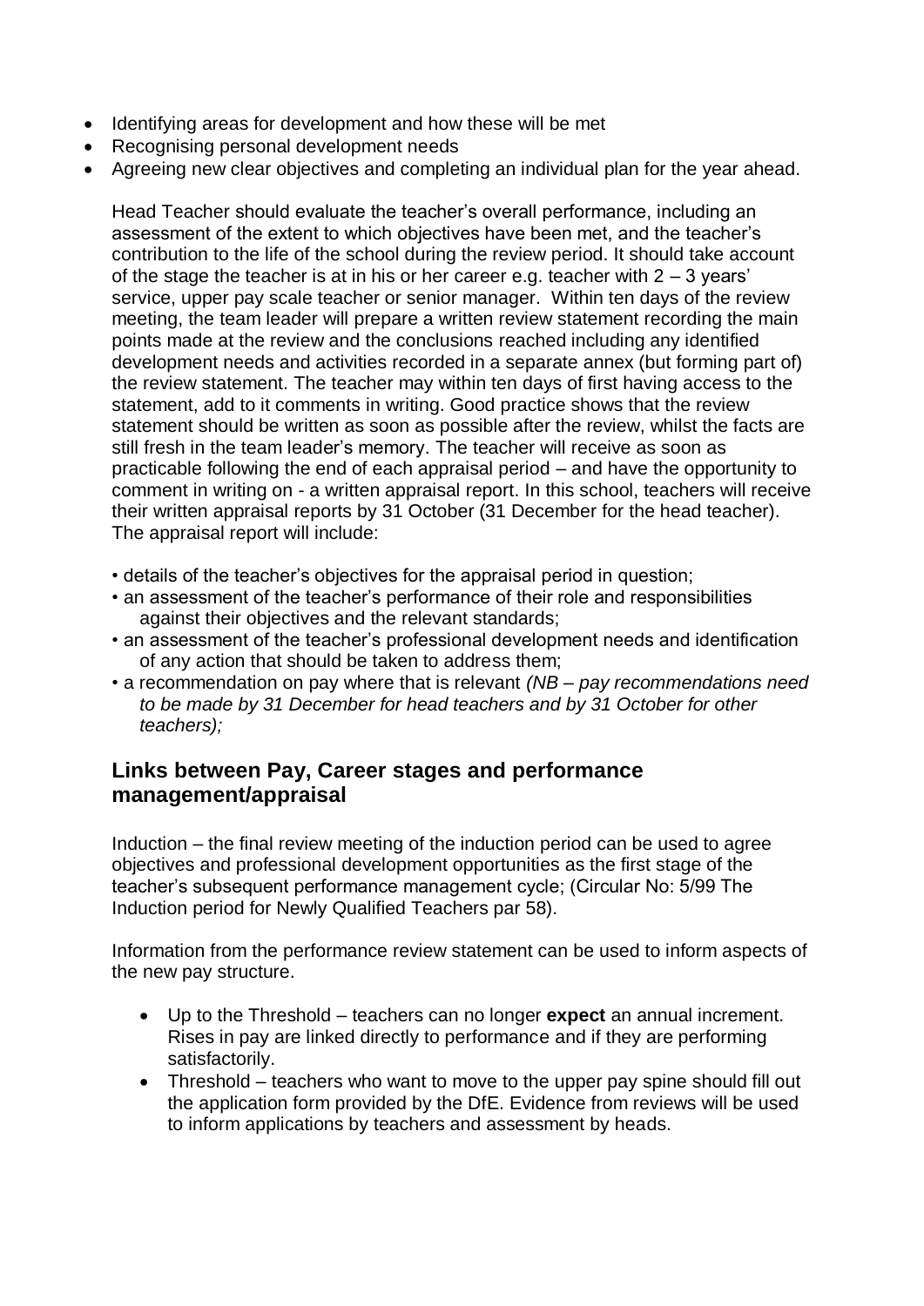- Identifying areas for development and how these will be met
- Recognising personal development needs
- Agreeing new clear objectives and completing an individual plan for the year ahead.

Head Teacher should evaluate the teacher's overall performance, including an assessment of the extent to which objectives have been met, and the teacher's contribution to the life of the school during the review period. It should take account of the stage the teacher is at in his or her career e.g. teacher with 2 – 3 years' service, upper pay scale teacher or senior manager. Within ten days of the review meeting, the team leader will prepare a written review statement recording the main points made at the review and the conclusions reached including any identified development needs and activities recorded in a separate annex (but forming part of) the review statement. The teacher may within ten days of first having access to the statement, add to it comments in writing. Good practice shows that the review statement should be written as soon as possible after the review, whilst the facts are still fresh in the team leader's memory. The teacher will receive as soon as practicable following the end of each appraisal period – and have the opportunity to comment in writing on - a written appraisal report. In this school, teachers will receive their written appraisal reports by 31 October (31 December for the head teacher). The appraisal report will include:

- details of the teacher's objectives for the appraisal period in question;
- an assessment of the teacher's performance of their role and responsibilities against their objectives and the relevant standards;
- an assessment of the teacher's professional development needs and identification of any action that should be taken to address them;
- a recommendation on pay where that is relevant *(NB – pay recommendations need to be made by 31 December for head teachers and by 31 October for other teachers);*

## Links between Pay, Career stages and performance management/appraisal

Induction – the final review meeting of the induction period can be used to agree objectives and professional development opportunities as the first stage of the teacher's subsequent performance management cycle; (Circular No: 5/99 The Induction period for Newly Qualified Teachers par 58).

Information from the performance review statement can be used to inform aspects of the new pay structure.

- Up to the Threshold – teachers can no longer **expect** an annual increment. Rises in pay are linked directly to performance and if they are performing satisfactorily.
- Threshold – teachers who want to move to the upper pay spine should fill out the application form provided by the DfE. Evidence from reviews will be used to inform applications by teachers and assessment by heads.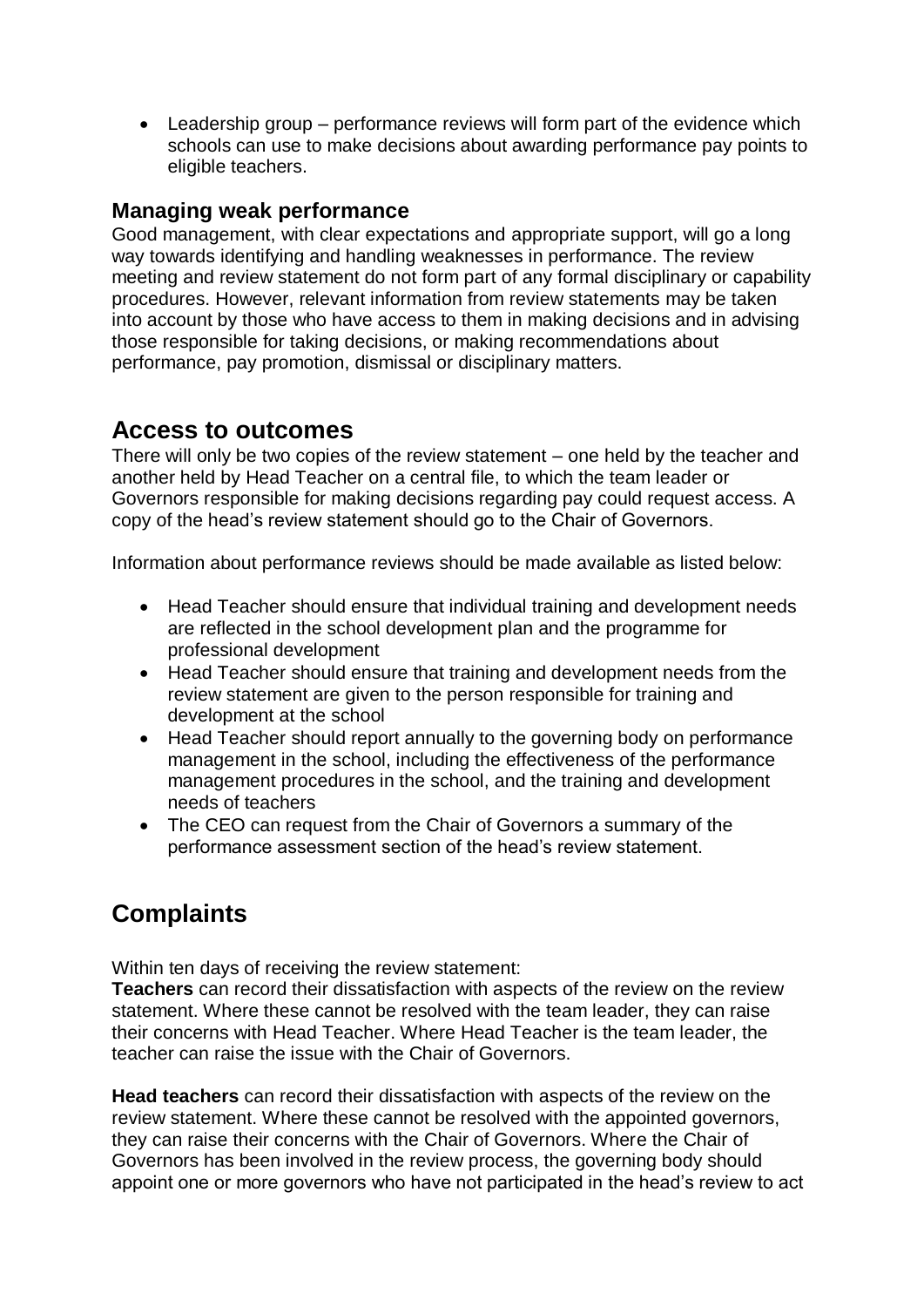- Leadership group – performance reviews will form part of the evidence which schools can use to make decisions about awarding performance pay points to eligible teachers.

### Managing weak performance

Good management, with clear expectations and appropriate support, will go a long way towards identifying and handling weaknesses in performance. The review meeting and review statement do not form part of any formal disciplinary or capability procedures. However, relevant information from review statements may be taken into account by those who have access to them in making decisions and in advising those responsible for taking decisions, or making recommendations about performance, pay promotion, dismissal or disciplinary matters.

## Access to outcomes

There will only be two copies of the review statement – one held by the teacher and another held by Head Teacher on a central file, to which the team leader or Governors responsible for making decisions regarding pay could request access. A copy of the head's review statement should go to the Chair of Governors.

Information about performance reviews should be made available as listed below:

- Head Teacher should ensure that individual training and development needs are reflected in the school development plan and the programme for professional development
- Head Teacher should ensure that training and development needs from the review statement are given to the person responsible for training and development at the school
- Head Teacher should report annually to the governing body on performance management in the school, including the effectiveness of the performance management procedures in the school, and the training and development needs of teachers
- The CEO can request from the Chair of Governors a summary of the performance assessment section of the head's review statement.

# Complaints

Within ten days of receiving the review statement:

**Teachers** can record their dissatisfaction with aspects of the review on the review statement. Where these cannot be resolved with the team leader, they can raise their concerns with Head Teacher. Where Head Teacher is the team leader, the teacher can raise the issue with the Chair of Governors.

**Head teachers** can record their dissatisfaction with aspects of the review on the review statement. Where these cannot be resolved with the appointed governors, they can raise their concerns with the Chair of Governors. Where the Chair of Governors has been involved in the review process, the governing body should appoint one or more governors who have not participated in the head's review to act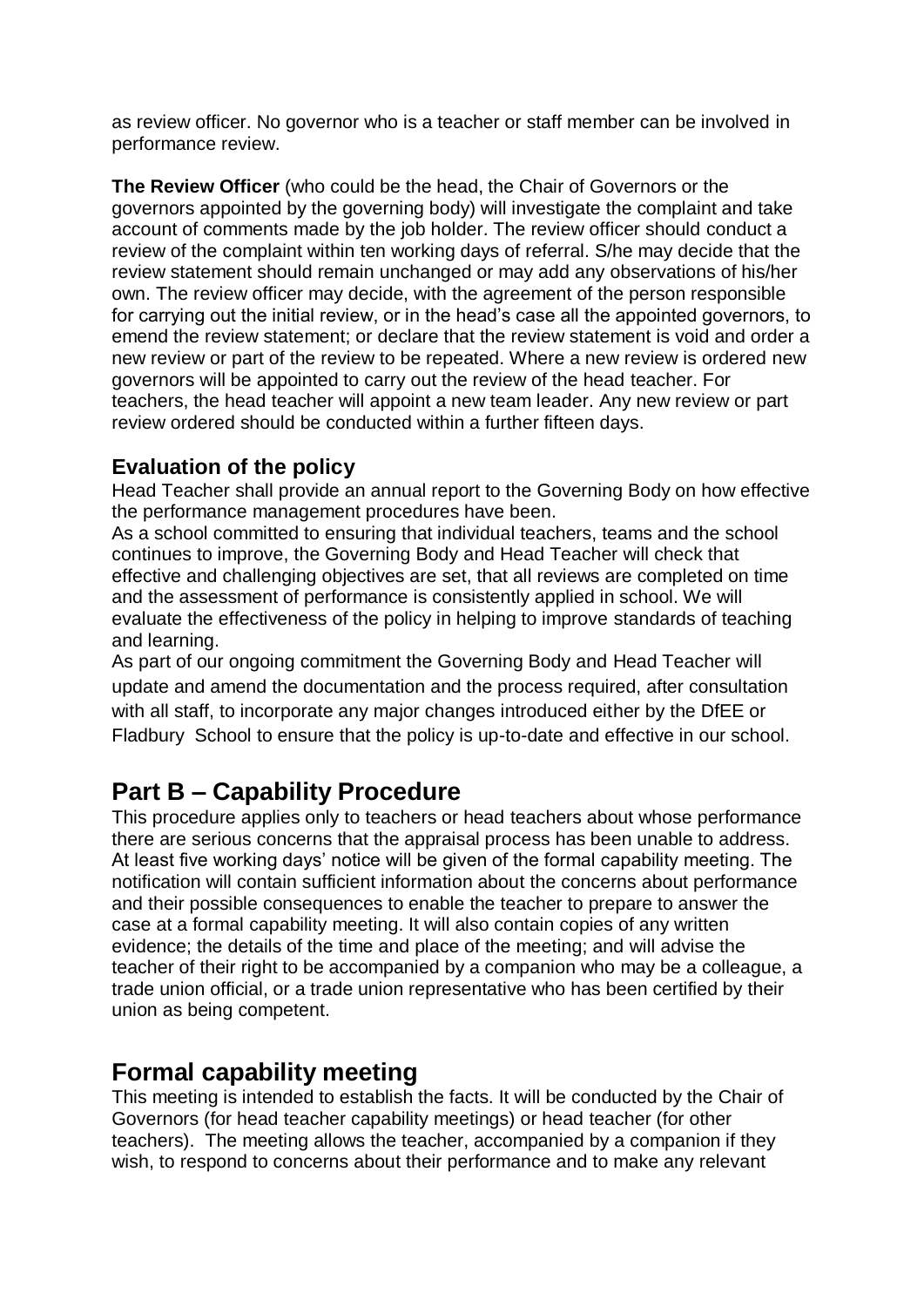as review officer. No governor who is a teacher or staff member can be involved in performance review.

**The Review Officer** (who could be the head, the Chair of Governors or the governors appointed by the governing body) will investigate the complaint and take account of comments made by the job holder. The review officer should conduct a review of the complaint within ten working days of referral. S/he may decide that the review statement should remain unchanged or may add any observations of his/her own. The review officer may decide, with the agreement of the person responsible for carrying out the initial review, or in the head's case all the appointed governors, to emend the review statement; or declare that the review statement is void and order a new review or part of the review to be repeated. Where a new review is ordered new governors will be appointed to carry out the review of the head teacher. For teachers, the head teacher will appoint a new team leader. Any new review or part review ordered should be conducted within a further fifteen days.

### Evaluation of the policy

Head Teacher shall provide an annual report to the Governing Body on how effective the performance management procedures have been.

As a school committed to ensuring that individual teachers, teams and the school continues to improve, the Governing Body and Head Teacher will check that effective and challenging objectives are set, that all reviews are completed on time and the assessment of performance is consistently applied in school. We will evaluate the effectiveness of the policy in helping to improve standards of teaching and learning.

As part of our ongoing commitment the Governing Body and Head Teacher will update and amend the documentation and the process required, after consultation with all staff, to incorporate any major changes introduced either by the DfEE or Fladbury School to ensure that the policy is up-to-date and effective in our school.

## Part B – Capability Procedure

This procedure applies only to teachers or head teachers about whose performance there are serious concerns that the appraisal process has been unable to address. At least five working days' notice will be given of the formal capability meeting. The notification will contain sufficient information about the concerns about performance and their possible consequences to enable the teacher to prepare to answer the case at a formal capability meeting. It will also contain copies of any written evidence; the details of the time and place of the meeting; and will advise the teacher of their right to be accompanied by a companion who may be a colleague, a trade union official, or a trade union representative who has been certified by their union as being competent.

## Formal capability meeting

This meeting is intended to establish the facts. It will be conducted by the Chair of Governors (for head teacher capability meetings) or head teacher (for other teachers). The meeting allows the teacher, accompanied by a companion if they wish, to respond to concerns about their performance and to make any relevant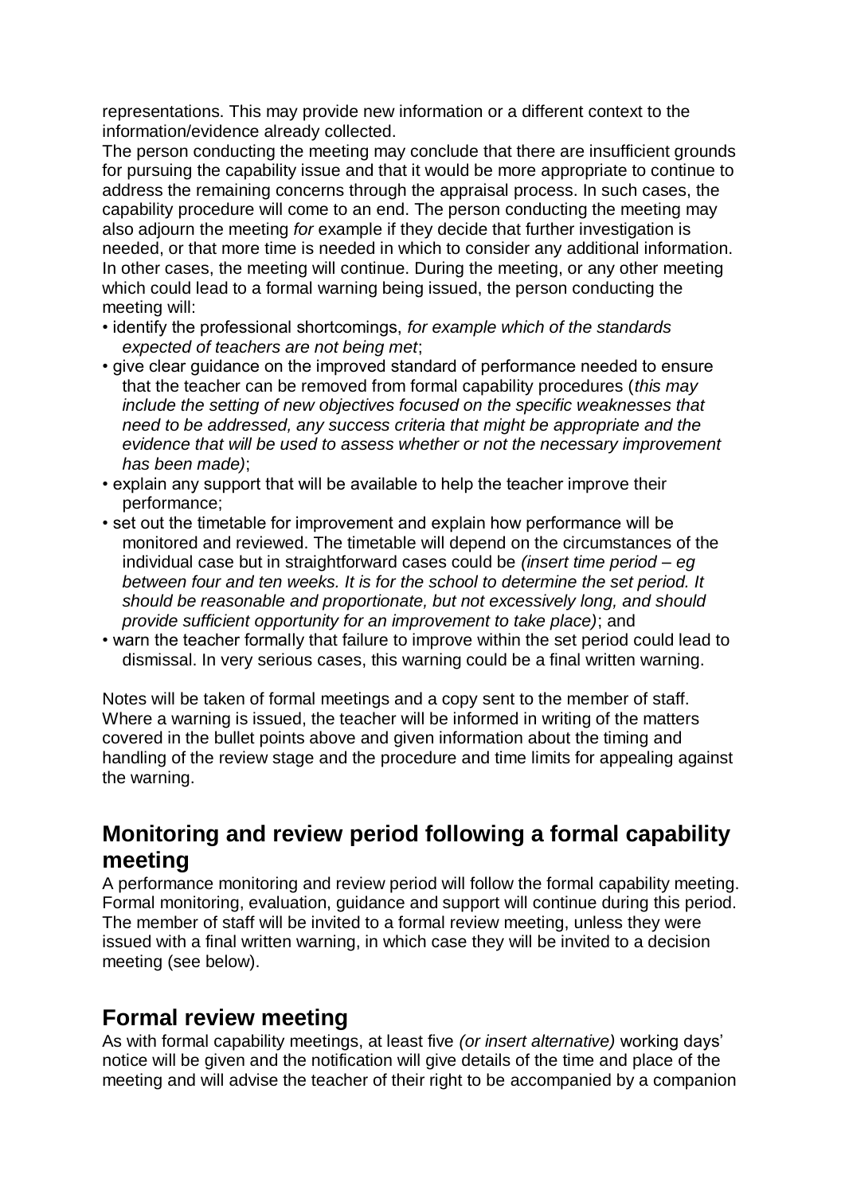representations. This may provide new information or a different context to the information/evidence already collected.

The person conducting the meeting may conclude that there are insufficient grounds for pursuing the capability issue and that it would be more appropriate to continue to address the remaining concerns through the appraisal process. In such cases, the capability procedure will come to an end. The person conducting the meeting may also adjourn the meeting *for* example if they decide that further investigation is needed, or that more time is needed in which to consider any additional information. In other cases, the meeting will continue. During the meeting, or any other meeting which could lead to a formal warning being issued, the person conducting the meeting will:

- identify the professional shortcomings, *for example which of the standards expected of teachers are not being met*;
- give clear guidance on the improved standard of performance needed to ensure that the teacher can be removed from formal capability procedures (*this may include the setting of new objectives focused on the specific weaknesses that need to be addressed, any success criteria that might be appropriate and the evidence that will be used to assess whether or not the necessary improvement has been made)*;
- explain any support that will be available to help the teacher improve their performance;
- set out the timetable for improvement and explain how performance will be monitored and reviewed. The timetable will depend on the circumstances of the individual case but in straightforward cases could be *(insert time period – eg between four and ten weeks. It is for the school to determine the set period. It should be reasonable and proportionate, but not excessively long, and should provide sufficient opportunity for an improvement to take place)*; and
- warn the teacher formally that failure to improve within the set period could lead to dismissal. In very serious cases, this warning could be a final written warning.

Notes will be taken of formal meetings and a copy sent to the member of staff. Where a warning is issued, the teacher will be informed in writing of the matters covered in the bullet points above and given information about the timing and handling of the review stage and the procedure and time limits for appealing against the warning.

## Monitoring and review period following a formal capability meeting

A performance monitoring and review period will follow the formal capability meeting. Formal monitoring, evaluation, guidance and support will continue during this period. The member of staff will be invited to a formal review meeting, unless they were issued with a final written warning, in which case they will be invited to a decision meeting (see below).

## Formal review meeting

As with formal capability meetings, at least five *(or insert alternative)* working days' notice will be given and the notification will give details of the time and place of the meeting and will advise the teacher of their right to be accompanied by a companion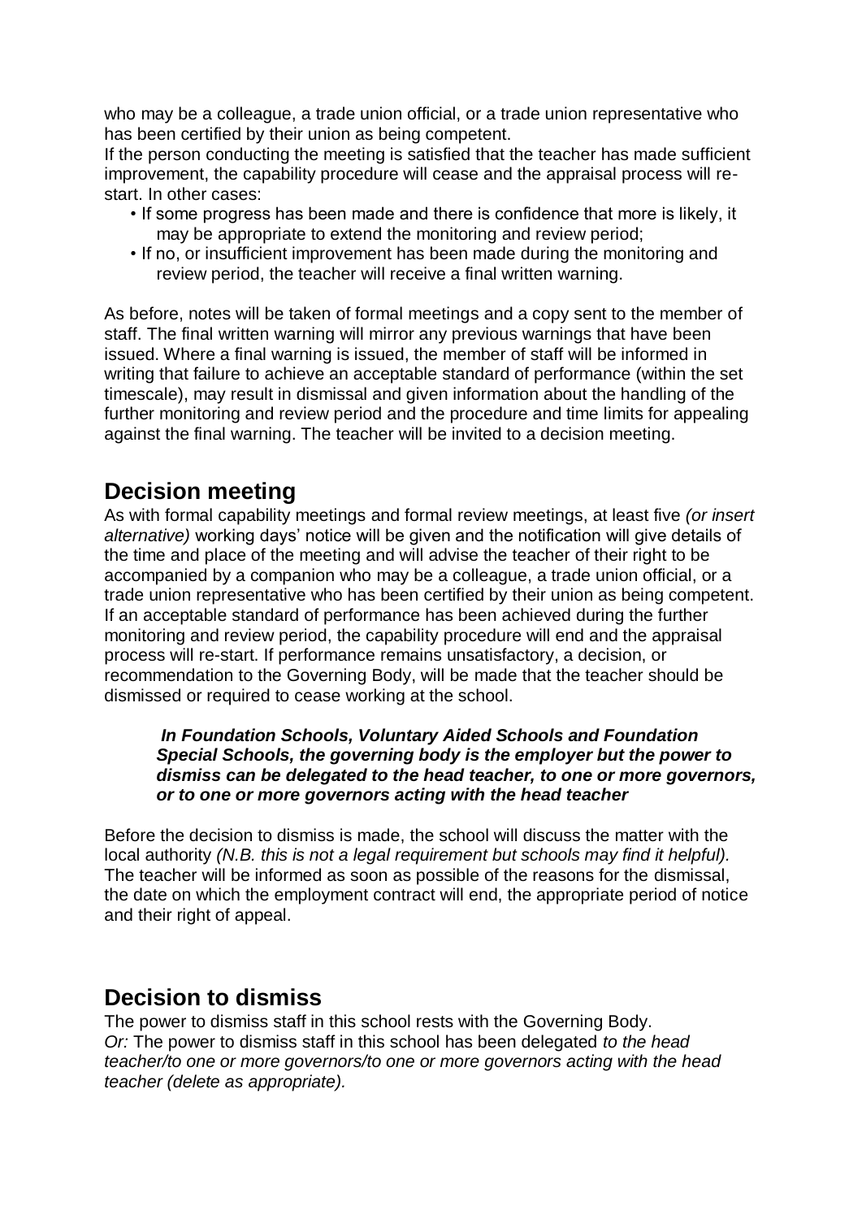who may be a colleague, a trade union official, or a trade union representative who has been certified by their union as being competent.
If the person conducting the meeting is satisfied that the teacher has made sufficient improvement, the capability procedure will cease and the appraisal process will re-start. In other cases:

- If some progress has been made and there is confidence that more is likely, it may be appropriate to extend the monitoring and review period;
- If no, or insufficient improvement has been made during the monitoring and review period, the teacher will receive a final written warning.

As before, notes will be taken of formal meetings and a copy sent to the member of staff. The final written warning will mirror any previous warnings that have been issued. Where a final warning is issued, the member of staff will be informed in writing that failure to achieve an acceptable standard of performance (within the set timescale), may result in dismissal and given information about the handling of the further monitoring and review period and the procedure and time limits for appealing against the final warning. The teacher will be invited to a decision meeting.

## Decision meeting

As with formal capability meetings and formal review meetings, at least five *(or insert alternative)* working days' notice will be given and the notification will give details of the time and place of the meeting and will advise the teacher of their right to be accompanied by a companion who may be a colleague, a trade union official, or a trade union representative who has been certified by their union as being competent.
If an acceptable standard of performance has been achieved during the further monitoring and review period, the capability procedure will end and the appraisal process will re-start. If performance remains unsatisfactory, a decision, or recommendation to the Governing Body, will be made that the teacher should be dismissed or required to cease working at the school.

> ***In Foundation Schools, Voluntary Aided Schools and Foundation Special Schools, the governing body is the employer but the power to dismiss can be delegated to the head teacher, to one or more governors, or to one or more governors acting with the head teacher***

Before the decision to dismiss is made, the school will discuss the matter with the local authority *(N.B. this is not a legal requirement but schools may find it helpful).* The teacher will be informed as soon as possible of the reasons for the dismissal, the date on which the employment contract will end, the appropriate period of notice and their right of appeal.

## Decision to dismiss

The power to dismiss staff in this school rests with the Governing Body.
*Or:* The power to dismiss staff in this school has been delegated *to the head teacher/to one or more governors/to one or more governors acting with the head teacher (delete as appropriate).*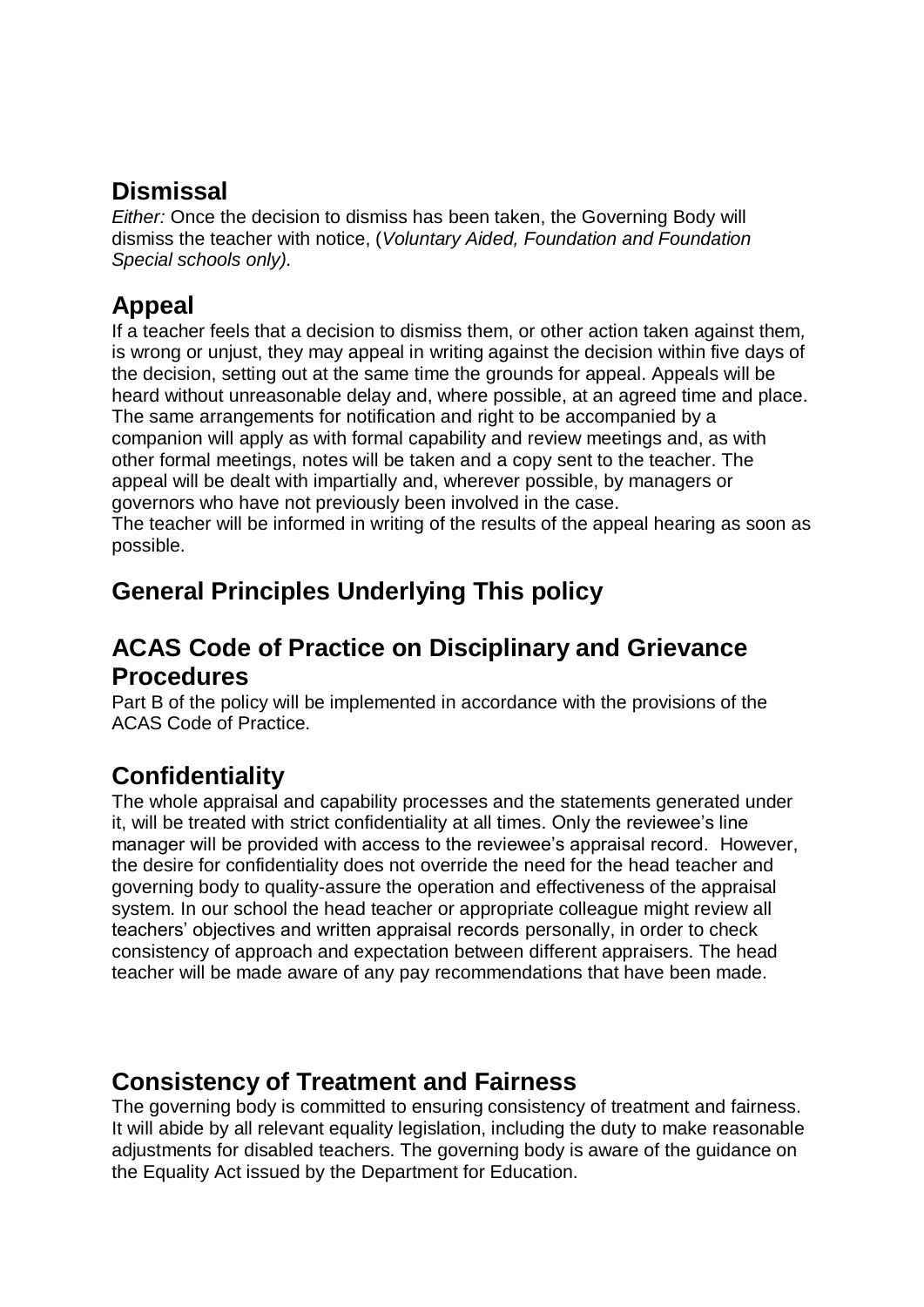## Dismissal

*Either:* Once the decision to dismiss has been taken, the Governing Body will dismiss the teacher with notice, (*Voluntary Aided, Foundation and Foundation Special schools only).*

## Appeal

If a teacher feels that a decision to dismiss them, or other action taken against them, is wrong or unjust, they may appeal in writing against the decision within five days of the decision, setting out at the same time the grounds for appeal. Appeals will be heard without unreasonable delay and, where possible, at an agreed time and place. The same arrangements for notification and right to be accompanied by a companion will apply as with formal capability and review meetings and, as with other formal meetings, notes will be taken and a copy sent to the teacher. The appeal will be dealt with impartially and, wherever possible, by managers or governors who have not previously been involved in the case.
The teacher will be informed in writing of the results of the appeal hearing as soon as possible.

## General Principles Underlying This policy

## ACAS Code of Practice on Disciplinary and Grievance Procedures

Part B of the policy will be implemented in accordance with the provisions of the ACAS Code of Practice.

## Confidentiality

The whole appraisal and capability processes and the statements generated under it, will be treated with strict confidentiality at all times. Only the reviewee's line manager will be provided with access to the reviewee's appraisal record. However, the desire for confidentiality does not override the need for the head teacher and governing body to quality-assure the operation and effectiveness of the appraisal system. In our school the head teacher or appropriate colleague might review all teachers' objectives and written appraisal records personally, in order to check consistency of approach and expectation between different appraisers. The head teacher will be made aware of any pay recommendations that have been made.

## Consistency of Treatment and Fairness

The governing body is committed to ensuring consistency of treatment and fairness. It will abide by all relevant equality legislation, including the duty to make reasonable adjustments for disabled teachers. The governing body is aware of the guidance on the Equality Act issued by the Department for Education.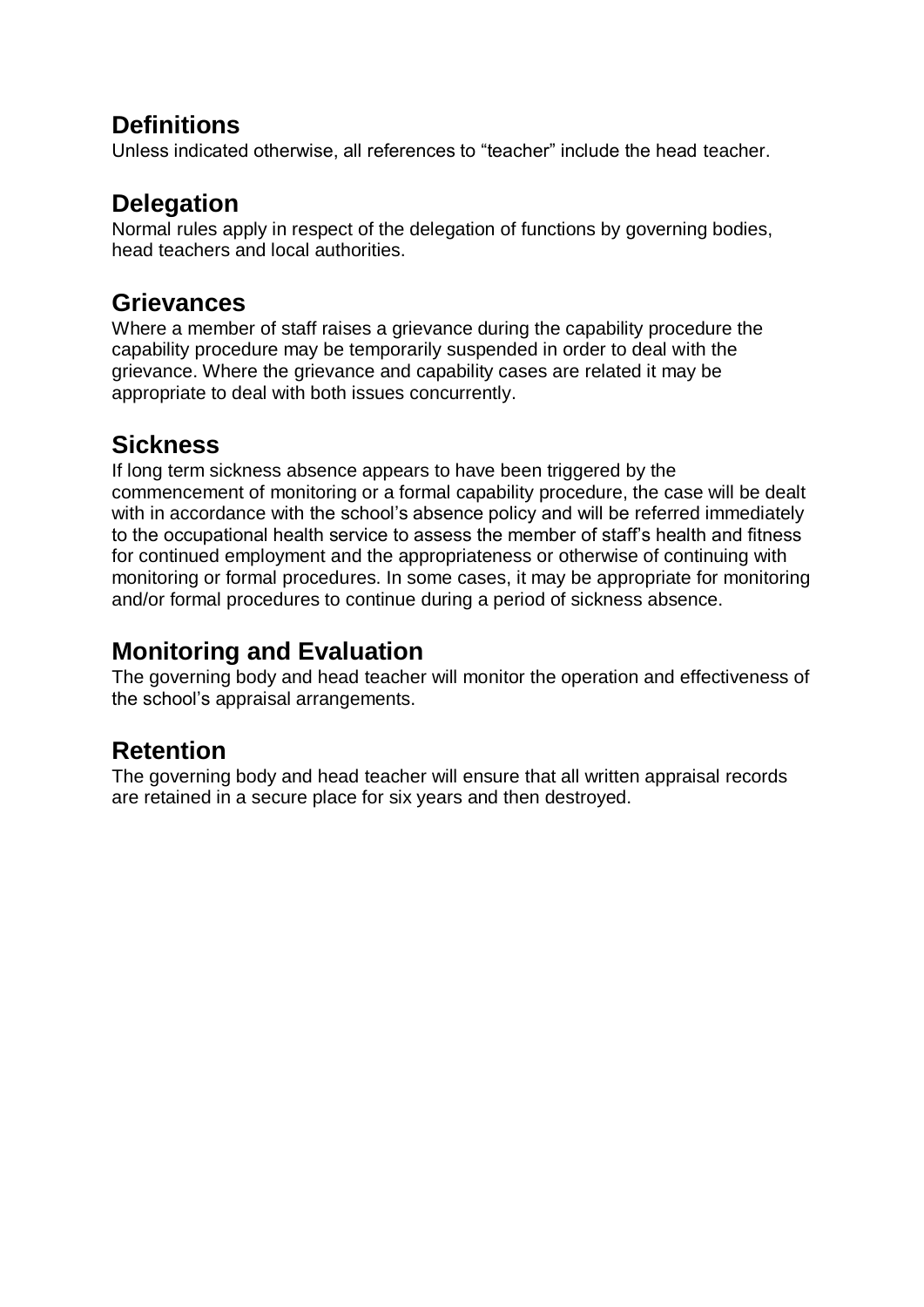## Definitions

Unless indicated otherwise, all references to “teacher” include the head teacher.

## Delegation

Normal rules apply in respect of the delegation of functions by governing bodies, head teachers and local authorities.

## Grievances

Where a member of staff raises a grievance during the capability procedure the capability procedure may be temporarily suspended in order to deal with the grievance. Where the grievance and capability cases are related it may be appropriate to deal with both issues concurrently.

## Sickness

If long term sickness absence appears to have been triggered by the commencement of monitoring or a formal capability procedure, the case will be dealt with in accordance with the school’s absence policy and will be referred immediately to the occupational health service to assess the member of staff’s health and fitness for continued employment and the appropriateness or otherwise of continuing with monitoring or formal procedures. In some cases, it may be appropriate for monitoring and/or formal procedures to continue during a period of sickness absence.

## Monitoring and Evaluation

The governing body and head teacher will monitor the operation and effectiveness of the school’s appraisal arrangements.

## Retention

The governing body and head teacher will ensure that all written appraisal records are retained in a secure place for six years and then destroyed.